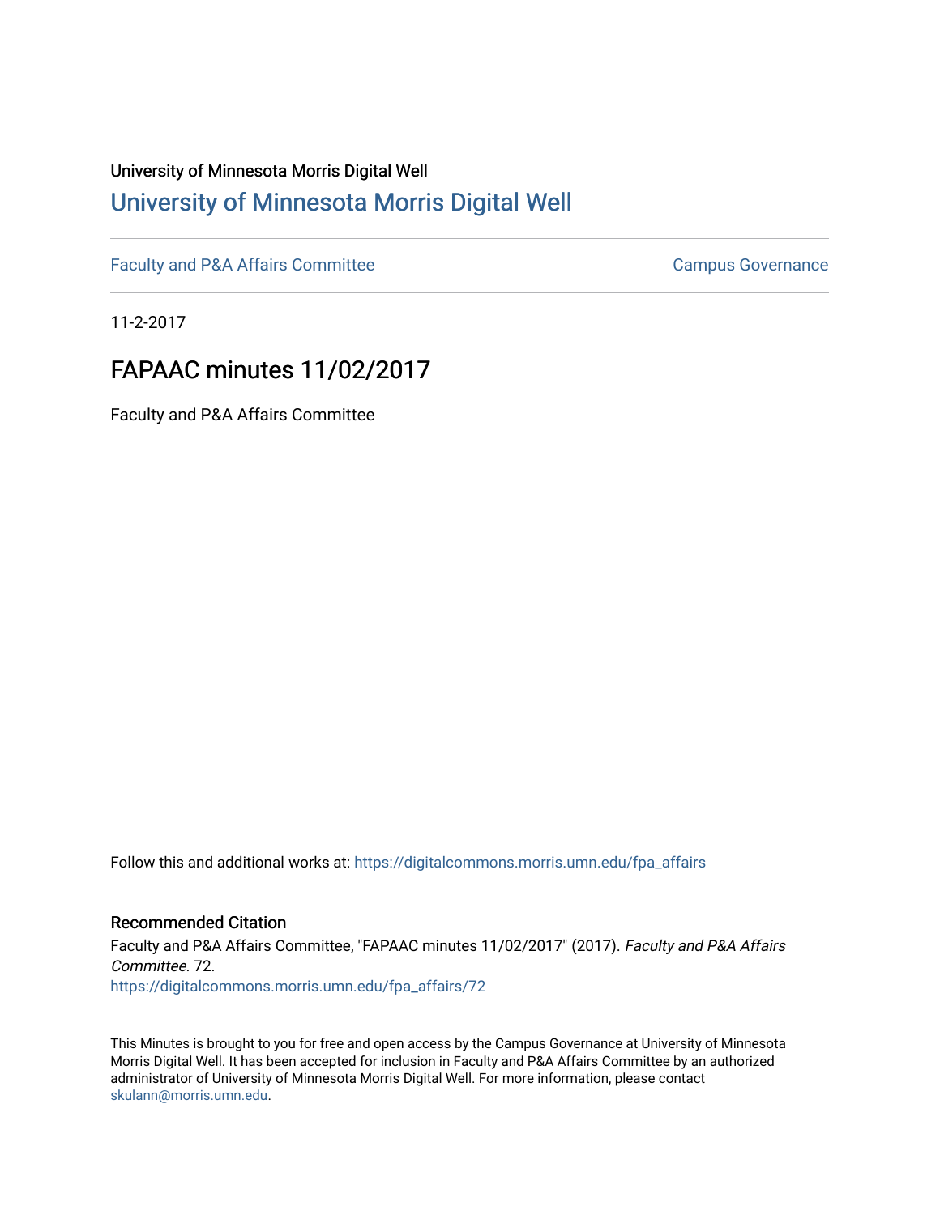University of Minnesota Morris Digital Well

# University of Minnesota Morris Digital Well

Faculty and P&A Affairs Committee

Campus Governance

11-2-2017

## FAPAAC minutes 11/02/2017

Faculty and P&A Affairs Committee

Follow this and additional works at: https://digitalcommons.morris.umn.edu/fpa_affairs

### Recommended Citation

Faculty and P&A Affairs Committee, "FAPAAC minutes 11/02/2017" (2017). *Faculty and P&A Affairs Committee*. 72.
https://digitalcommons.morris.umn.edu/fpa_affairs/72

This Minutes is brought to you for free and open access by the Campus Governance at University of Minnesota Morris Digital Well. It has been accepted for inclusion in Faculty and P&A Affairs Committee by an authorized administrator of University of Minnesota Morris Digital Well. For more information, please contact skulann@morris.umn.edu.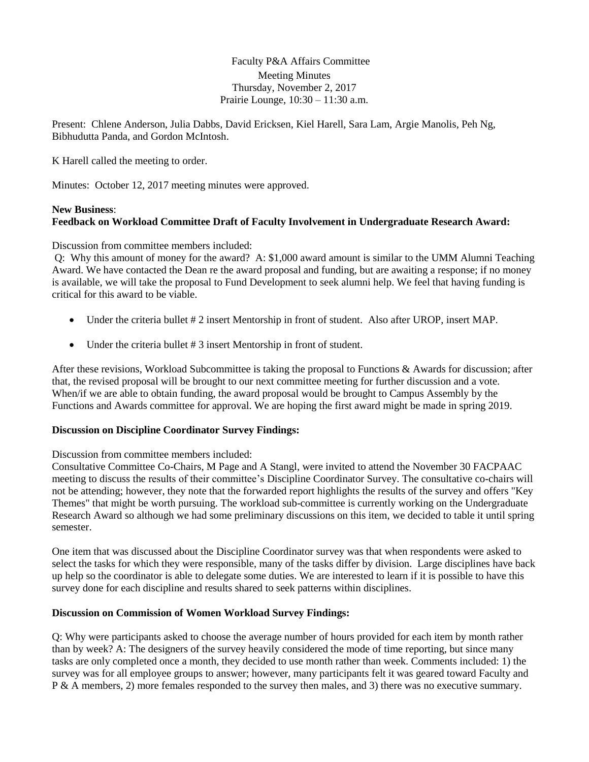Faculty P&A Affairs Committee
Meeting Minutes
Thursday, November 2, 2017
Prairie Lounge, 10:30 – 11:30 a.m.

Present: Chlene Anderson, Julia Dabbs, David Ericksen, Kiel Harell, Sara Lam, Argie Manolis, Peh Ng, Bibhudutta Panda, and Gordon McIntosh.

K Harell called the meeting to order.

Minutes: October 12, 2017 meeting minutes were approved.

**New Business**:

**Feedback on Workload Committee Draft of Faculty Involvement in Undergraduate Research Award:**

Discussion from committee members included:

Q: Why this amount of money for the award? A: $1,000 award amount is similar to the UMM Alumni Teaching Award. We have contacted the Dean re the award proposal and funding, but are awaiting a response; if no money is available, we will take the proposal to Fund Development to seek alumni help. We feel that having funding is critical for this award to be viable.

- Under the criteria bullet # 2 insert Mentorship in front of student. Also after UROP, insert MAP.
- Under the criteria bullet # 3 insert Mentorship in front of student.

After these revisions, Workload Subcommittee is taking the proposal to Functions & Awards for discussion; after that, the revised proposal will be brought to our next committee meeting for further discussion and a vote. When/if we are able to obtain funding, the award proposal would be brought to Campus Assembly by the Functions and Awards committee for approval. We are hoping the first award might be made in spring 2019.

**Discussion on Discipline Coordinator Survey Findings:**

Discussion from committee members included:

Consultative Committee Co-Chairs, M Page and A Stangl, were invited to attend the November 30 FACPAAC meeting to discuss the results of their committee's Discipline Coordinator Survey. The consultative co-chairs will not be attending; however, they note that the forwarded report highlights the results of the survey and offers "Key Themes" that might be worth pursuing. The workload sub-committee is currently working on the Undergraduate Research Award so although we had some preliminary discussions on this item, we decided to table it until spring semester.

One item that was discussed about the Discipline Coordinator survey was that when respondents were asked to select the tasks for which they were responsible, many of the tasks differ by division. Large disciplines have back up help so the coordinator is able to delegate some duties. We are interested to learn if it is possible to have this survey done for each discipline and results shared to seek patterns within disciplines.

**Discussion on Commission of Women Workload Survey Findings:**

Q: Why were participants asked to choose the average number of hours provided for each item by month rather than by week? A: The designers of the survey heavily considered the mode of time reporting, but since many tasks are only completed once a month, they decided to use month rather than week. Comments included: 1) the survey was for all employee groups to answer; however, many participants felt it was geared toward Faculty and P & A members, 2) more females responded to the survey then males, and 3) there was no executive summary.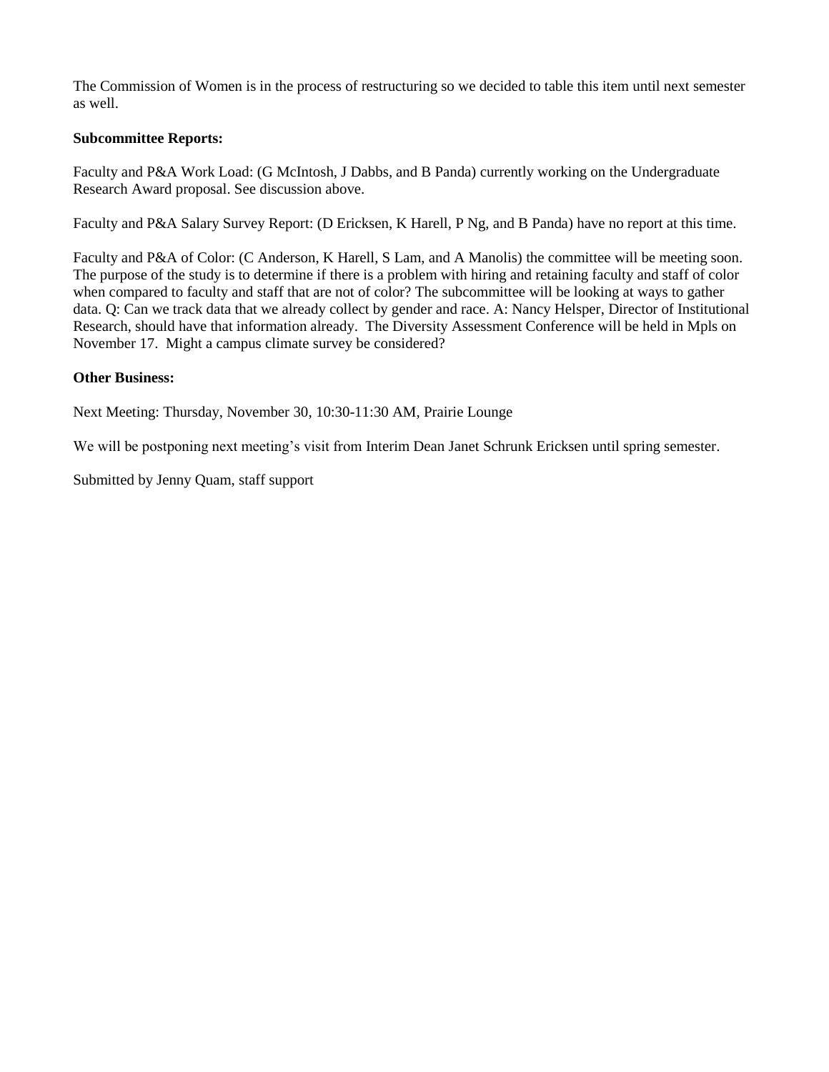The Commission of Women is in the process of restructuring so we decided to table this item until next semester as well.

**Subcommittee Reports:**

Faculty and P&A Work Load: (G McIntosh, J Dabbs, and B Panda) currently working on the Undergraduate Research Award proposal. See discussion above.

Faculty and P&A Salary Survey Report: (D Ericksen, K Harell, P Ng, and B Panda) have no report at this time.

Faculty and P&A of Color: (C Anderson, K Harell, S Lam, and A Manolis) the committee will be meeting soon. The purpose of the study is to determine if there is a problem with hiring and retaining faculty and staff of color when compared to faculty and staff that are not of color? The subcommittee will be looking at ways to gather data. Q: Can we track data that we already collect by gender and race. A: Nancy Helsper, Director of Institutional Research, should have that information already. The Diversity Assessment Conference will be held in Mpls on November 17. Might a campus climate survey be considered?

**Other Business:**

Next Meeting: Thursday, November 30, 10:30-11:30 AM, Prairie Lounge

We will be postponing next meeting's visit from Interim Dean Janet Schrunk Ericksen until spring semester.

Submitted by Jenny Quam, staff support